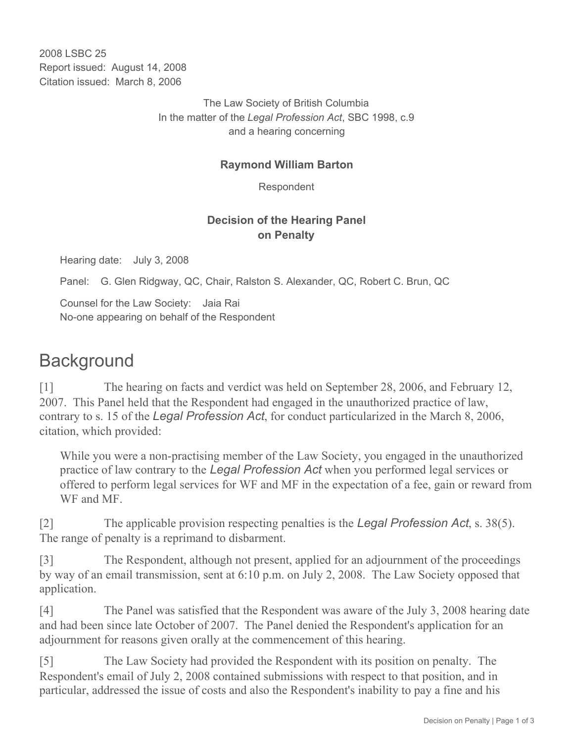2008 LSBC 25
Report issued: August 14, 2008
Citation issued: March 8, 2006

The Law Society of British Columbia
In the matter of the *Legal Profession Act*, SBC 1998, c.9
and a hearing concerning

**Raymond William Barton**

Respondent

**Decision of the Hearing Panel on Penalty**

Hearing date: July 3, 2008

Panel: G. Glen Ridgway, QC, Chair, Ralston S. Alexander, QC, Robert C. Brun, QC

Counsel for the Law Society: Jaia Rai
No-one appearing on behalf of the Respondent

# Background

[1] The hearing on facts and verdict was held on September 28, 2006, and February 12, 2007. This Panel held that the Respondent had engaged in the unauthorized practice of law, contrary to s. 15 of the *Legal Profession Act*, for conduct particularized in the March 8, 2006, citation, which provided:

> While you were a non-practising member of the Law Society, you engaged in the unauthorized practice of law contrary to the *Legal Profession Act* when you performed legal services or offered to perform legal services for WF and MF in the expectation of a fee, gain or reward from WF and MF.

[2] The applicable provision respecting penalties is the *Legal Profession Act*, s. 38(5). The range of penalty is a reprimand to disbarment.

[3] The Respondent, although not present, applied for an adjournment of the proceedings by way of an email transmission, sent at 6:10 p.m. on July 2, 2008. The Law Society opposed that application.

[4] The Panel was satisfied that the Respondent was aware of the July 3, 2008 hearing date and had been since late October of 2007. The Panel denied the Respondent's application for an adjournment for reasons given orally at the commencement of this hearing.

[5] The Law Society had provided the Respondent with its position on penalty. The Respondent's email of July 2, 2008 contained submissions with respect to that position, and in particular, addressed the issue of costs and also the Respondent's inability to pay a fine and his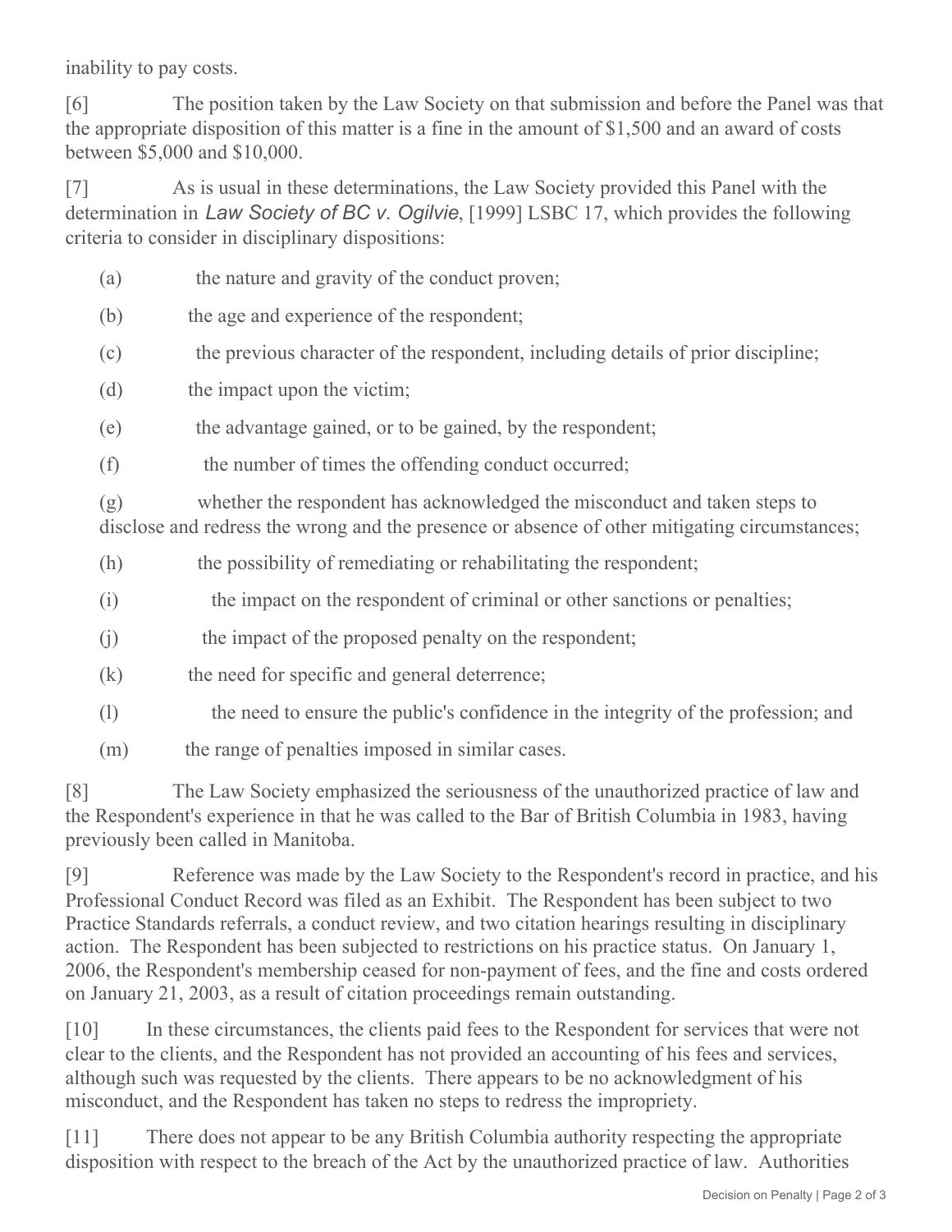inability to pay costs.

[6] The position taken by the Law Society on that submission and before the Panel was that the appropriate disposition of this matter is a fine in the amount of $1,500 and an award of costs between $5,000 and $10,000.

[7] As is usual in these determinations, the Law Society provided this Panel with the determination in *Law Society of BC v. Ogilvie*, [1999] LSBC 17, which provides the following criteria to consider in disciplinary dispositions:

(a) the nature and gravity of the conduct proven;

(b) the age and experience of the respondent;

(c) the previous character of the respondent, including details of prior discipline;

(d) the impact upon the victim;

(e) the advantage gained, or to be gained, by the respondent;

(f) the number of times the offending conduct occurred;

(g) whether the respondent has acknowledged the misconduct and taken steps to disclose and redress the wrong and the presence or absence of other mitigating circumstances;

(h) the possibility of remediating or rehabilitating the respondent;

(i) the impact on the respondent of criminal or other sanctions or penalties;

(j) the impact of the proposed penalty on the respondent;

(k) the need for specific and general deterrence;

(l) the need to ensure the public's confidence in the integrity of the profession; and

(m) the range of penalties imposed in similar cases.

[8] The Law Society emphasized the seriousness of the unauthorized practice of law and the Respondent's experience in that he was called to the Bar of British Columbia in 1983, having previously been called in Manitoba.

[9] Reference was made by the Law Society to the Respondent's record in practice, and his Professional Conduct Record was filed as an Exhibit. The Respondent has been subject to two Practice Standards referrals, a conduct review, and two citation hearings resulting in disciplinary action. The Respondent has been subjected to restrictions on his practice status. On January 1, 2006, the Respondent's membership ceased for non-payment of fees, and the fine and costs ordered on January 21, 2003, as a result of citation proceedings remain outstanding.

[10] In these circumstances, the clients paid fees to the Respondent for services that were not clear to the clients, and the Respondent has not provided an accounting of his fees and services, although such was requested by the clients. There appears to be no acknowledgment of his misconduct, and the Respondent has taken no steps to redress the impropriety.

[11] There does not appear to be any British Columbia authority respecting the appropriate disposition with respect to the breach of the Act by the unauthorized practice of law. Authorities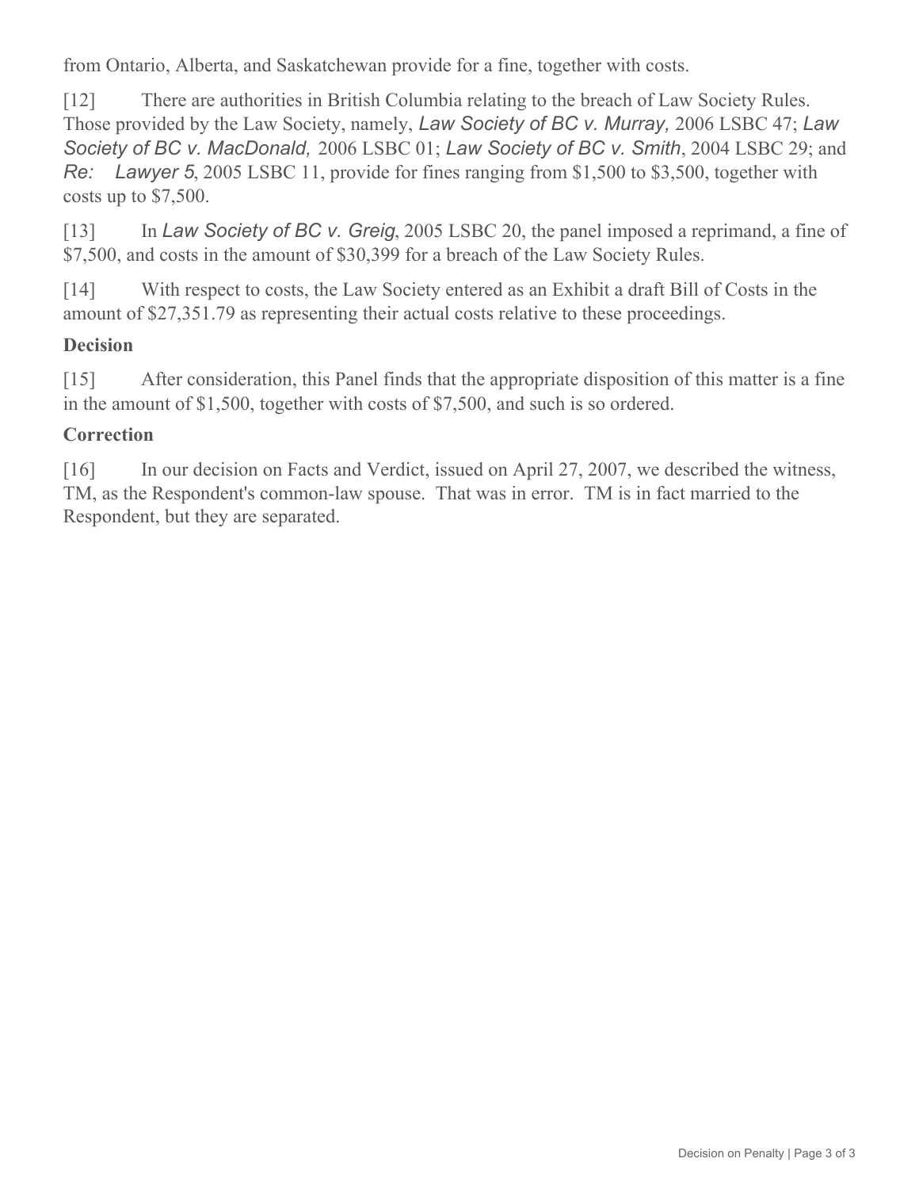from Ontario, Alberta, and Saskatchewan provide for a fine, together with costs.

[12] There are authorities in British Columbia relating to the breach of Law Society Rules. Those provided by the Law Society, namely, *Law Society of BC v. Murray,* 2006 LSBC 47; *Law Society of BC v. MacDonald,* 2006 LSBC 01; *Law Society of BC v. Smith*, 2004 LSBC 29; and *Re: Lawyer 5*, 2005 LSBC 11, provide for fines ranging from $1,500 to $3,500, together with costs up to $7,500.

[13] In *Law Society of BC v. Greig*, 2005 LSBC 20, the panel imposed a reprimand, a fine of $7,500, and costs in the amount of $30,399 for a breach of the Law Society Rules.

[14] With respect to costs, the Law Society entered as an Exhibit a draft Bill of Costs in the amount of $27,351.79 as representing their actual costs relative to these proceedings.

**Decision**

[15] After consideration, this Panel finds that the appropriate disposition of this matter is a fine in the amount of $1,500, together with costs of $7,500, and such is so ordered.

**Correction**

[16] In our decision on Facts and Verdict, issued on April 27, 2007, we described the witness, TM, as the Respondent's common-law spouse. That was in error. TM is in fact married to the Respondent, but they are separated.